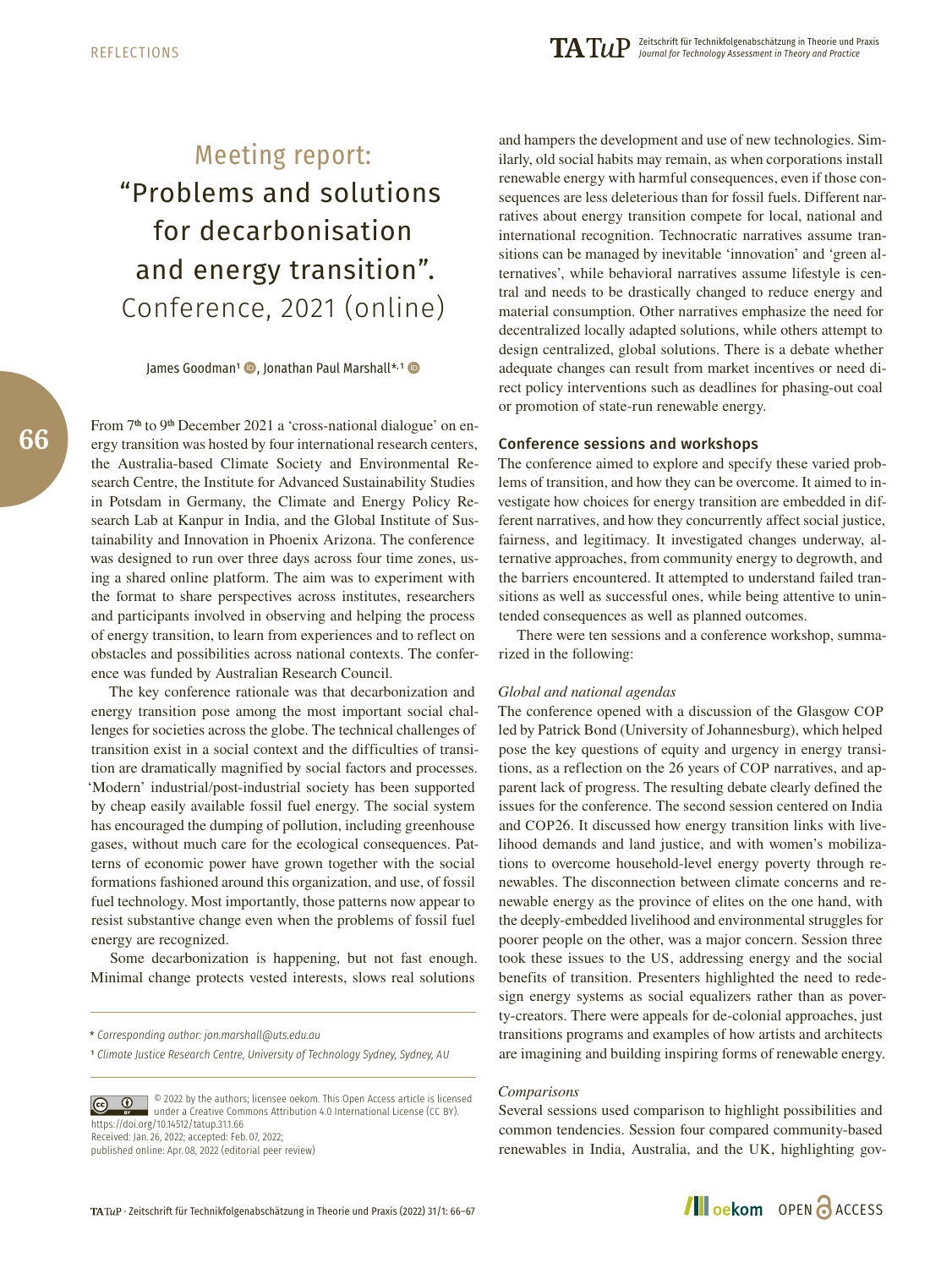REFLECTIONS

# Meeting report: "Problems and solutions for decarbonisation and energy transition". Conference, 2021 (online)

James Goodman[1], Jonathan Paul Marshall*[, 1]

From 7th to 9th December 2021 a 'cross-national dialogue' on energy transition was hosted by four international research centers, the Australia-based Climate Society and Environmental Research Centre, the Institute for Advanced Sustainability Studies in Potsdam in Germany, the Climate and Energy Policy Research Lab at Kanpur in India, and the Global Institute of Sustainability and Innovation in Phoenix Arizona. The conference was designed to run over three days across four time zones, using a shared online platform. The aim was to experiment with the format to share perspectives across institutes, researchers and participants involved in observing and helping the process of energy transition, to learn from experiences and to reflect on obstacles and possibilities across national contexts. The conference was funded by Australian Research Council.

The key conference rationale was that decarbonization and energy transition pose among the most important social challenges for societies across the globe. The technical challenges of transition exist in a social context and the difficulties of transition are dramatically magnified by social factors and processes. 'Modern' industrial/post-industrial society has been supported by cheap easily available fossil fuel energy. The social system has encouraged the dumping of pollution, including greenhouse gases, without much care for the ecological consequences. Patterns of economic power have grown together with the social formations fashioned around this organization, and use, of fossil fuel technology. Most importantly, those patterns now appear to resist substantive change even when the problems of fossil fuel energy are recognized.

Some decarbonization is happening, but not fast enough. Minimal change protects vested interests, slows real solutions and hampers the development and use of new technologies. Similarly, old social habits may remain, as when corporations install renewable energy with harmful consequences, even if those consequences are less deleterious than for fossil fuels. Different narratives about energy transition compete for local, national and international recognition. Technocratic narratives assume transitions can be managed by inevitable 'innovation' and 'green alternatives', while behavioral narratives assume lifestyle is central and needs to be drastically changed to reduce energy and material consumption. Other narratives emphasize the need for decentralized locally adapted solutions, while others attempt to design centralized, global solutions. There is a debate whether adequate changes can result from market incentives or need direct policy interventions such as deadlines for phasing-out coal or promotion of state-run renewable energy.

## Conference sessions and workshops

The conference aimed to explore and specify these varied problems of transition, and how they can be overcome. It aimed to investigate how choices for energy transition are embedded in different narratives, and how they concurrently affect social justice, fairness, and legitimacy. It investigated changes underway, alternative approaches, from community energy to degrowth, and the barriers encountered. It attempted to understand failed transitions as well as successful ones, while being attentive to unintended consequences as well as planned outcomes.

There were ten sessions and a conference workshop, summarized in the following:

### *Global and national agendas*

The conference opened with a discussion of the Glasgow COP led by Patrick Bond (University of Johannesburg), which helped pose the key questions of equity and urgency in energy transitions, as a reflection on the 26 years of COP narratives, and apparent lack of progress. The resulting debate clearly defined the issues for the conference. The second session centered on India and COP26. It discussed how energy transition links with livelihood demands and land justice, and with women's mobilizations to overcome household-level energy poverty through renewables. The disconnection between climate concerns and renewable energy as the province of elites on the one hand, with the deeply-embedded livelihood and environmental struggles for poorer people on the other, was a major concern. Session three took these issues to the US, addressing energy and the social benefits of transition. Presenters highlighted the need to redesign energy systems as social equalizers rather than as poverty-creators. There were appeals for de-colonial approaches, just transitions programs and examples of how artists and architects are imagining and building inspiring forms of renewable energy.

### *Comparisons*

Several sessions used comparison to highlight possibilities and common tendencies. Session four compared community-based renewables in India, Australia, and the UK, highlighting gov-

---

\* *Corresponding author: jon.marshall@uts.edu.au*

[1] *Climate Justice Research Centre, University of Technology Sydney, Sydney, AU*

© 2022 by the authors; licensee oekom. This Open Access article is licensed under a Creative Commons Attribution 4.0 International License (CC BY).
https://doi.org/10.14512/tatup.31.1.66
Received: Jan. 26, 2022; accepted: Feb. 07, 2022;
published online: Apr. 08, 2022 (editorial peer review)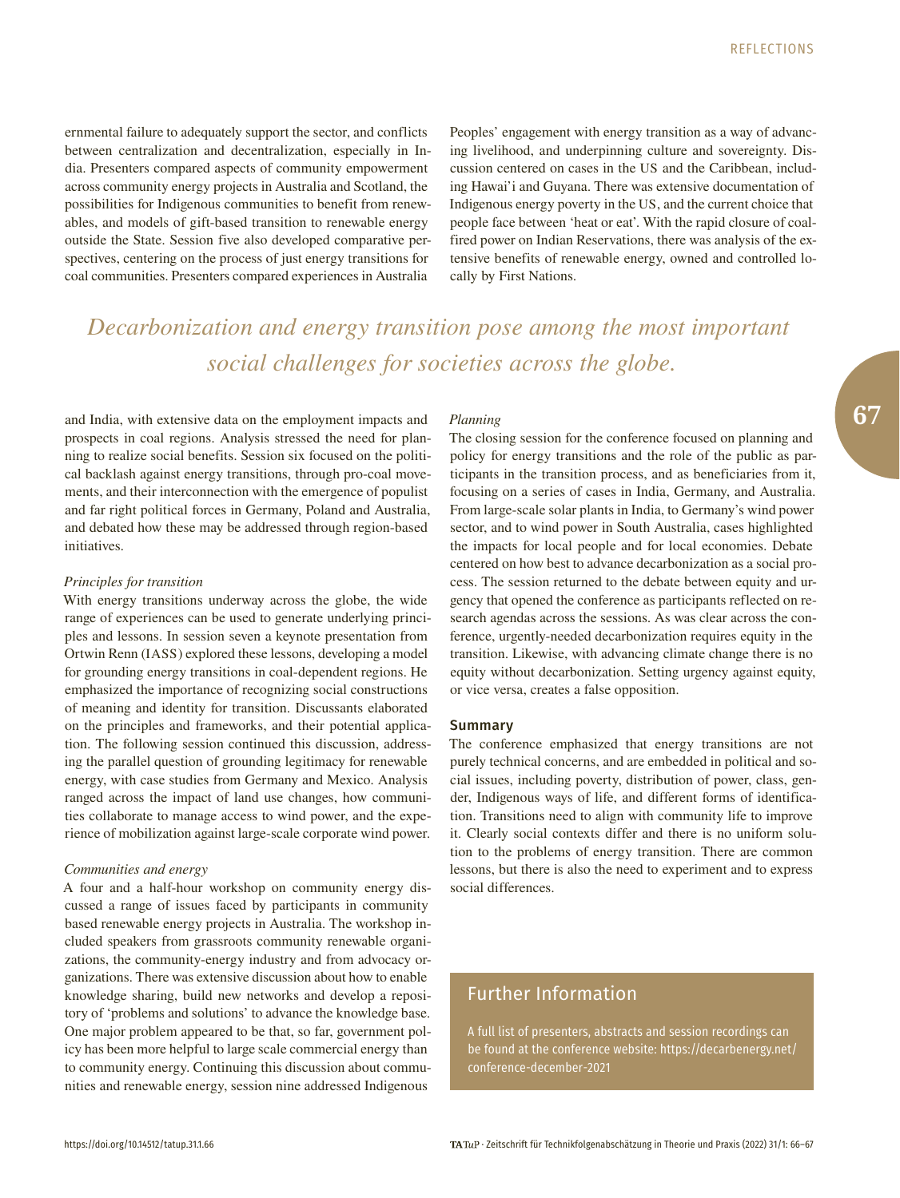ernmental failure to adequately support the sector, and conflicts between centralization and decentralization, especially in India. Presenters compared aspects of community empowerment across community energy projects in Australia and Scotland, the possibilities for Indigenous communities to benefit from renewables, and models of gift-based transition to renewable energy outside the State. Session five also developed comparative perspectives, centering on the process of just energy transitions for coal communities. Presenters compared experiences in Australia and India, with extensive data on the employment impacts and prospects in coal regions. Analysis stressed the need for planning to realize social benefits. Session six focused on the political backlash against energy transitions, through pro-coal movements, and their interconnection with the emergence of populist and far right political forces in Germany, Poland and Australia, and debated how these may be addressed through region-based initiatives.

*Decarbonization and energy transition pose among the most important social challenges for societies across the globe.*

*Principles for transition*

With energy transitions underway across the globe, the wide range of experiences can be used to generate underlying principles and lessons. In session seven a keynote presentation from Ortwin Renn (IASS) explored these lessons, developing a model for grounding energy transitions in coal-dependent regions. He emphasized the importance of recognizing social constructions of meaning and identity for transition. Discussants elaborated on the principles and frameworks, and their potential application. The following session continued this discussion, addressing the parallel question of grounding legitimacy for renewable energy, with case studies from Germany and Mexico. Analysis ranged across the impact of land use changes, how communities collaborate to manage access to wind power, and the experience of mobilization against large-scale corporate wind power.

*Communities and energy*

A four and a half-hour workshop on community energy discussed a range of issues faced by participants in community based renewable energy projects in Australia. The workshop included speakers from grassroots community renewable organizations, the community-energy industry and from advocacy organizations. There was extensive discussion about how to enable knowledge sharing, build new networks and develop a repository of 'problems and solutions' to advance the knowledge base. One major problem appeared to be that, so far, government policy has been more helpful to large scale commercial energy than to community energy. Continuing this discussion about communities and renewable energy, session nine addressed Indigenous Peoples' engagement with energy transition as a way of advancing livelihood, and underpinning culture and sovereignty. Discussion centered on cases in the US and the Caribbean, including Hawai'i and Guyana. There was extensive documentation of Indigenous energy poverty in the US, and the current choice that people face between 'heat or eat'. With the rapid closure of coal-fired power on Indian Reservations, there was analysis of the extensive benefits of renewable energy, owned and controlled locally by First Nations.

*Planning*

The closing session for the conference focused on planning and policy for energy transitions and the role of the public as participants in the transition process, and as beneficiaries from it, focusing on a series of cases in India, Germany, and Australia. From large-scale solar plants in India, to Germany's wind power sector, and to wind power in South Australia, cases highlighted the impacts for local people and for local economies. Debate centered on how best to advance decarbonization as a social process. The session returned to the debate between equity and urgency that opened the conference as participants reflected on research agendas across the sessions. As was clear across the conference, urgently-needed decarbonization requires equity in the transition. Likewise, with advancing climate change there is no equity without decarbonization. Setting urgency against equity, or vice versa, creates a false opposition.

## Summary

The conference emphasized that energy transitions are not purely technical concerns, and are embedded in political and social issues, including poverty, distribution of power, class, gender, Indigenous ways of life, and different forms of identification. Transitions need to align with community life to improve it. Clearly social contexts differ and there is no uniform solution to the problems of energy transition. There are common lessons, but there is also the need to experiment and to express social differences.

## Further Information

A full list of presenters, abstracts and session recordings can be found at the conference website: https://decarbenergy.net/conference-december-2021